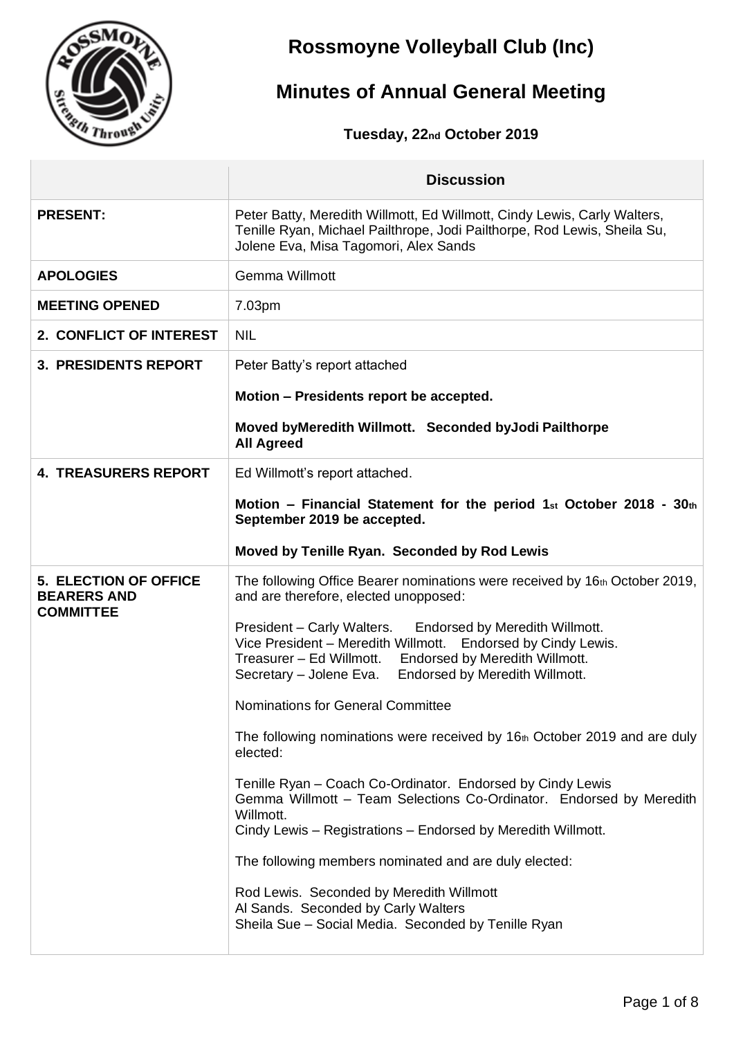# Rossmoyne Volleyball Club (Inc)

## Minutes of Annual General Meeting

**Tuesday, 22nd October 2019**

| | **Discussion** |
|---|---|
| **PRESENT:** | Peter Batty, Meredith Willmott, Ed Willmott, Cindy Lewis, Carly Walters, Tenille Ryan, Michael Pailthrope, Jodi Pailthorpe, Rod Lewis, Sheila Su, Jolene Eva, Misa Tagomori, Alex Sands |
| **APOLOGIES** | Gemma Willmott |
| **MEETING OPENED** | 7.03pm |
| **2. CONFLICT OF INTEREST** | NIL |
| **3. PRESIDENTS REPORT** | Peter Batty's report attached<br><br>**Motion – Presidents report be accepted.**<br><br>**Moved byMeredith Willmott. Seconded byJodi Pailthorpe**<br>**All Agreed** |
| **4. TREASURERS REPORT** | Ed Willmott's report attached.<br><br>**Motion – Financial Statement for the period 1st October 2018 - 30th September 2019 be accepted.**<br><br>**Moved by Tenille Ryan. Seconded by Rod Lewis** |
| **5. ELECTION OF OFFICE BEARERS AND COMMITTEE** | The following Office Bearer nominations were received by 16th October 2019, and are therefore, elected unopposed:<br><br>President – Carly Walters. Endorsed by Meredith Willmott.<br>Vice President – Meredith Willmott. Endorsed by Cindy Lewis.<br>Treasurer – Ed Willmott. Endorsed by Meredith Willmott.<br>Secretary – Jolene Eva. Endorsed by Meredith Willmott.<br><br>Nominations for General Committee<br><br>The following nominations were received by 16th October 2019 and are duly elected:<br><br>Tenille Ryan – Coach Co-Ordinator. Endorsed by Cindy Lewis<br>Gemma Willmott – Team Selections Co-Ordinator. Endorsed by Meredith Willmott.<br>Cindy Lewis – Registrations – Endorsed by Meredith Willmott.<br><br>The following members nominated and are duly elected:<br><br>Rod Lewis. Seconded by Meredith Willmott<br>Al Sands. Seconded by Carly Walters<br>Sheila Sue – Social Media. Seconded by Tenille Ryan |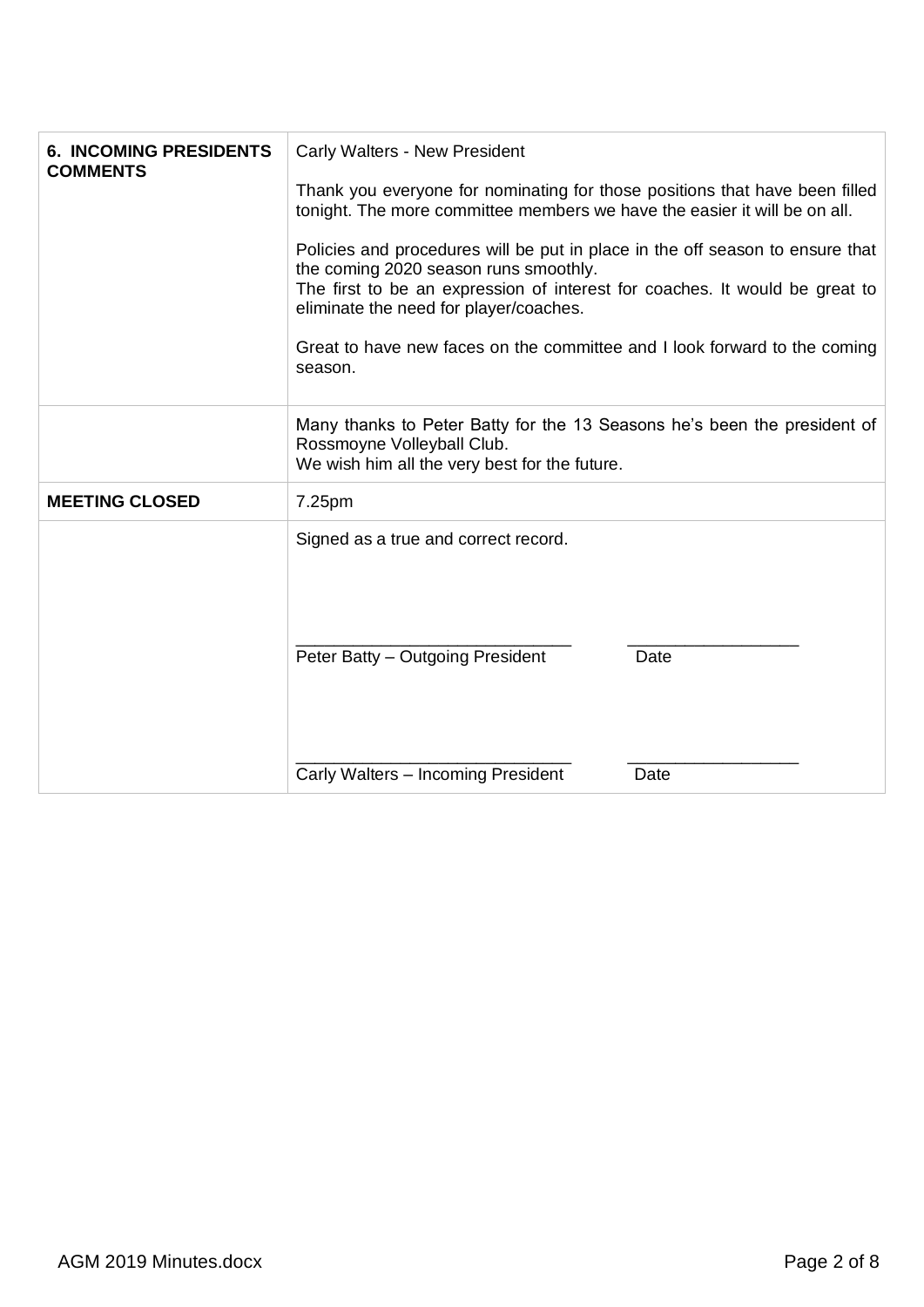| | |
|---|---|
| **6. INCOMING PRESIDENTS COMMENTS** | Carly Walters - New President<br><br>Thank you everyone for nominating for those positions that have been filled tonight. The more committee members we have the easier it will be on all.<br><br>Policies and procedures will be put in place in the off season to ensure that the coming 2020 season runs smoothly.<br>The first to be an expression of interest for coaches. It would be great to eliminate the need for player/coaches.<br><br>Great to have new faces on the committee and I look forward to the coming season. |
| | Many thanks to Peter Batty for the 13 Seasons he's been the president of Rossmoyne Volleyball Club.<br>We wish him all the very best for the future. |
| **MEETING CLOSED** | 7.25pm |
| | Signed as a true and correct record.<br><br><br>_____________________________ _________________<br>Peter Batty – Outgoing President Date<br><br><br>_____________________________ _________________<br>Carly Walters – Incoming President Date |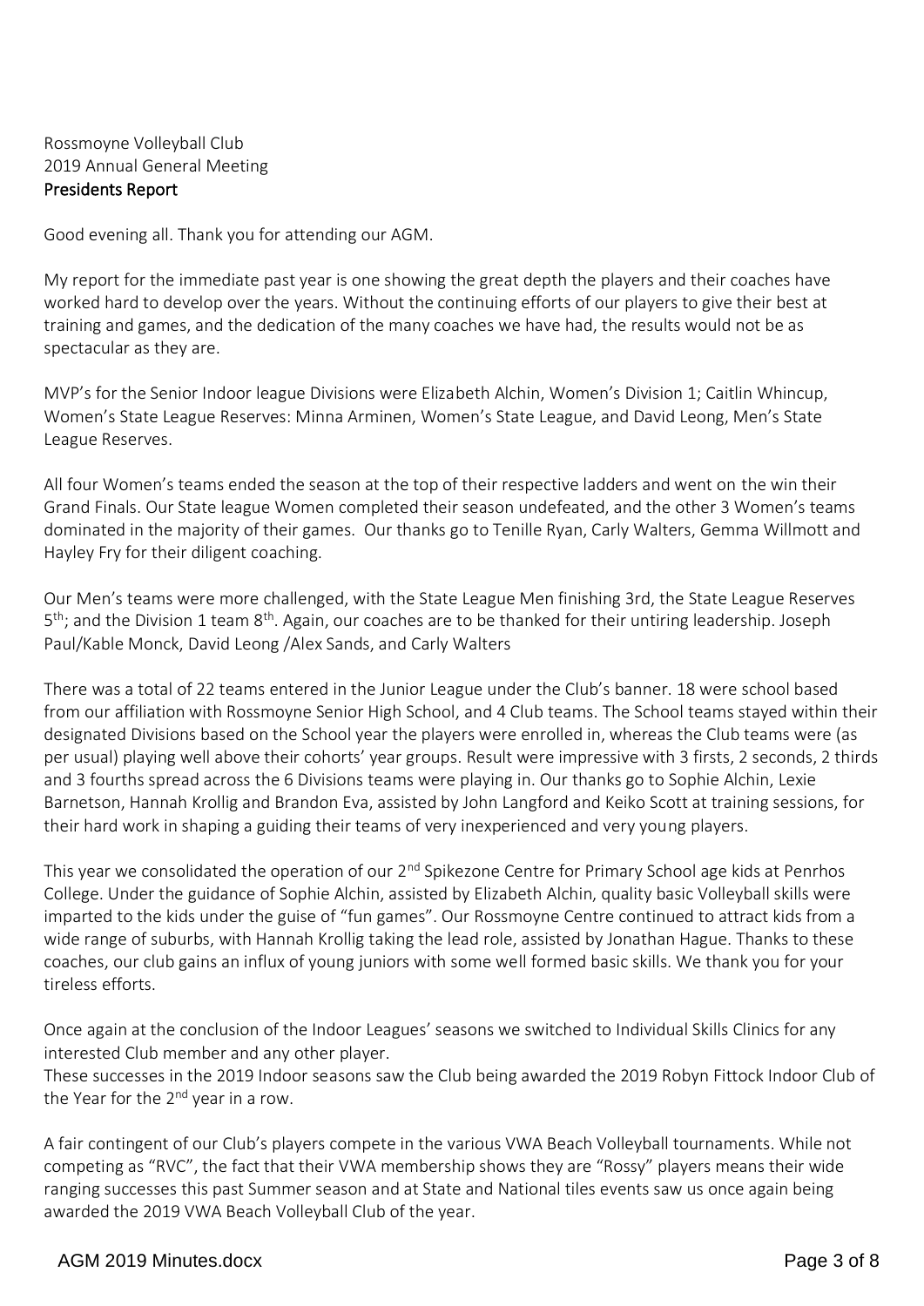Rossmoyne Volleyball Club
2019 Annual General Meeting

**Presidents Report**

Good evening all. Thank you for attending our AGM.

My report for the immediate past year is one showing the great depth the players and their coaches have worked hard to develop over the years. Without the continuing efforts of our players to give their best at training and games, and the dedication of the many coaches we have had, the results would not be as spectacular as they are.

MVP's for the Senior Indoor league Divisions were Elizabeth Alchin, Women's Division 1; Caitlin Whincup, Women's State League Reserves: Minna Arminen, Women's State League, and David Leong, Men's State League Reserves.

All four Women's teams ended the season at the top of their respective ladders and went on the win their Grand Finals. Our State league Women completed their season undefeated, and the other 3 Women's teams dominated in the majority of their games. Our thanks go to Tenille Ryan, Carly Walters, Gemma Willmott and Hayley Fry for their diligent coaching.

Our Men's teams were more challenged, with the State League Men finishing 3rd, the State League Reserves 5th; and the Division 1 team 8th. Again, our coaches are to be thanked for their untiring leadership. Joseph Paul/Kable Monck, David Leong /Alex Sands, and Carly Walters

There was a total of 22 teams entered in the Junior League under the Club's banner. 18 were school based from our affiliation with Rossmoyne Senior High School, and 4 Club teams. The School teams stayed within their designated Divisions based on the School year the players were enrolled in, whereas the Club teams were (as per usual) playing well above their cohorts' year groups. Result were impressive with 3 firsts, 2 seconds, 2 thirds and 3 fourths spread across the 6 Divisions teams were playing in. Our thanks go to Sophie Alchin, Lexie Barnetson, Hannah Krollig and Brandon Eva, assisted by John Langford and Keiko Scott at training sessions, for their hard work in shaping a guiding their teams of very inexperienced and very young players.

This year we consolidated the operation of our 2nd Spikezone Centre for Primary School age kids at Penrhos College. Under the guidance of Sophie Alchin, assisted by Elizabeth Alchin, quality basic Volleyball skills were imparted to the kids under the guise of "fun games". Our Rossmoyne Centre continued to attract kids from a wide range of suburbs, with Hannah Krollig taking the lead role, assisted by Jonathan Hague. Thanks to these coaches, our club gains an influx of young juniors with some well formed basic skills. We thank you for your tireless efforts.

Once again at the conclusion of the Indoor Leagues' seasons we switched to Individual Skills Clinics for any interested Club member and any other player.
These successes in the 2019 Indoor seasons saw the Club being awarded the 2019 Robyn Fittock Indoor Club of the Year for the 2nd year in a row.

A fair contingent of our Club's players compete in the various VWA Beach Volleyball tournaments. While not competing as "RVC", the fact that their VWA membership shows they are "Rossy" players means their wide ranging successes this past Summer season and at State and National tiles events saw us once again being awarded the 2019 VWA Beach Volleyball Club of the year.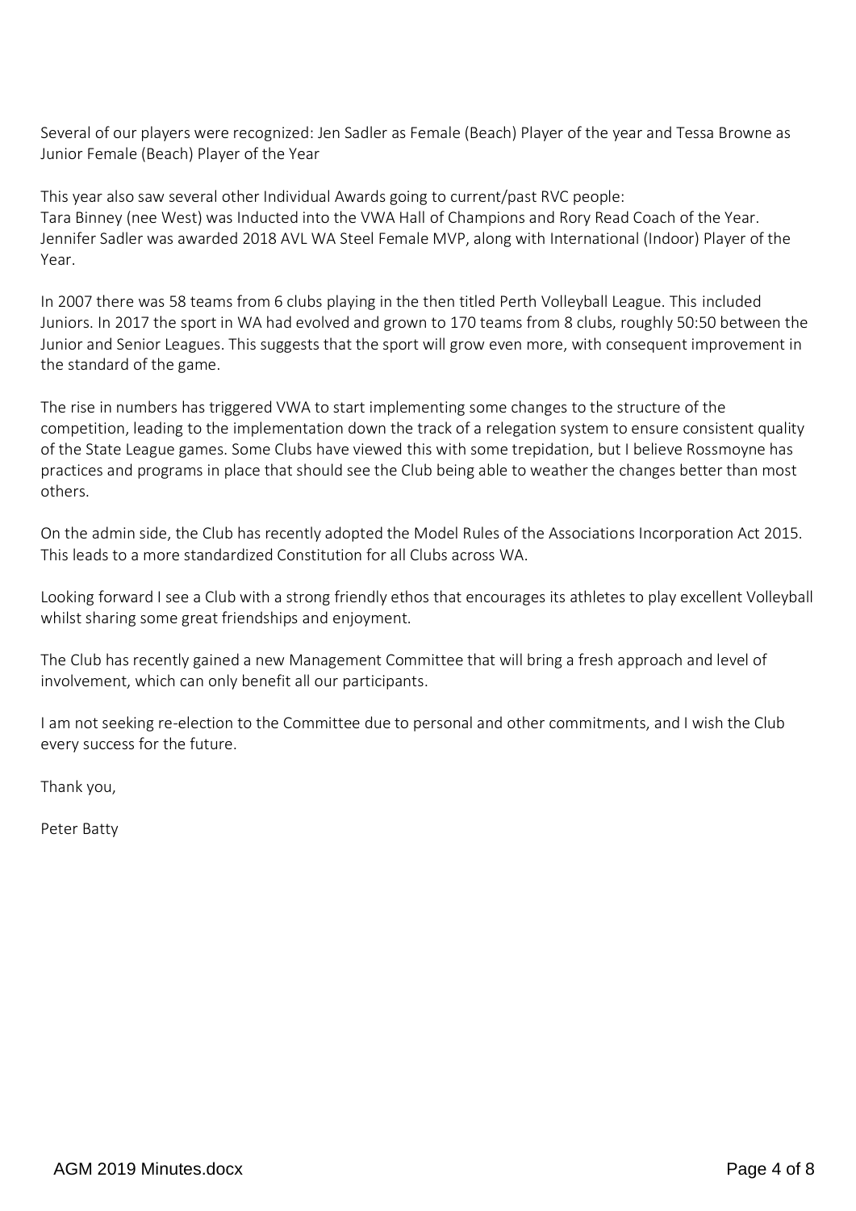Several of our players were recognized: Jen Sadler as Female (Beach) Player of the year and Tessa Browne as Junior Female (Beach) Player of the Year

This year also saw several other Individual Awards going to current/past RVC people:
Tara Binney (nee West) was Inducted into the VWA Hall of Champions and Rory Read Coach of the Year.
Jennifer Sadler was awarded 2018 AVL WA Steel Female MVP, along with International (Indoor) Player of the Year.

In 2007 there was 58 teams from 6 clubs playing in the then titled Perth Volleyball League. This included Juniors. In 2017 the sport in WA had evolved and grown to 170 teams from 8 clubs, roughly 50:50 between the Junior and Senior Leagues. This suggests that the sport will grow even more, with consequent improvement in the standard of the game.

The rise in numbers has triggered VWA to start implementing some changes to the structure of the competition, leading to the implementation down the track of a relegation system to ensure consistent quality of the State League games. Some Clubs have viewed this with some trepidation, but I believe Rossmoyne has practices and programs in place that should see the Club being able to weather the changes better than most others.

On the admin side, the Club has recently adopted the Model Rules of the Associations Incorporation Act 2015. This leads to a more standardized Constitution for all Clubs across WA.

Looking forward I see a Club with a strong friendly ethos that encourages its athletes to play excellent Volleyball whilst sharing some great friendships and enjoyment.

The Club has recently gained a new Management Committee that will bring a fresh approach and level of involvement, which can only benefit all our participants.

I am not seeking re-election to the Committee due to personal and other commitments, and I wish the Club every success for the future.

Thank you,

Peter Batty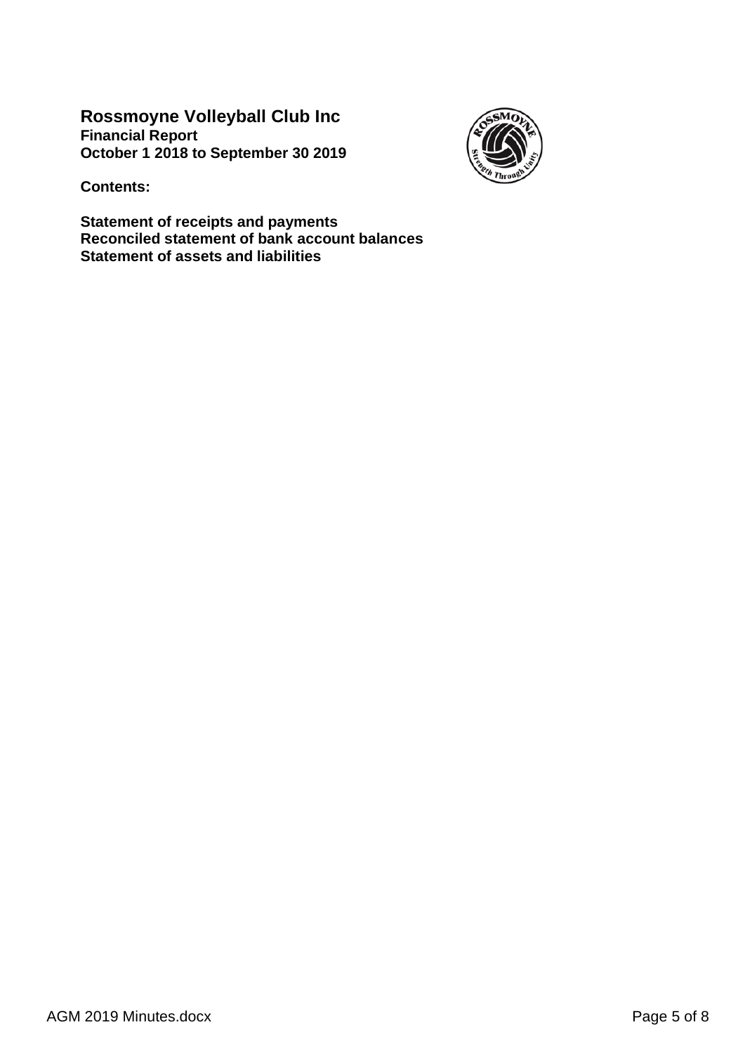# Rossmoyne Volleyball Club Inc

**Financial Report**
**October 1 2018 to September 30 2019**

**Contents:**

**Statement of receipts and payments**
**Reconciled statement of bank account balances**
**Statement of assets and liabilities**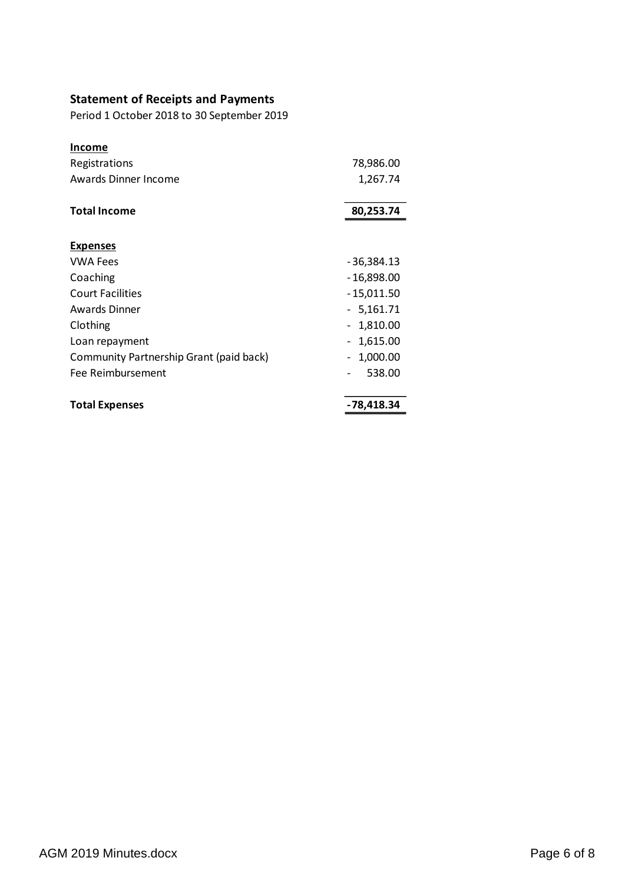## Statement of Receipts and Payments

Period 1 October 2018 to 30 September 2019

| | |
|---|---|
| **Income** | |
| Registrations | 78,986.00 |
| Awards Dinner Income | 1,267.74 |
| **Total Income** | **80,253.74** |
| **Expenses** | |
| VWA Fees | -36,384.13 |
| Coaching | -16,898.00 |
| Court Facilities | -15,011.50 |
| Awards Dinner | -5,161.71 |
| Clothing | -1,810.00 |
| Loan repayment | -1,615.00 |
| Community Partnership Grant (paid back) | -1,000.00 |
| Fee Reimbursement | -538.00 |
| **Total Expenses** | **-78,418.34** |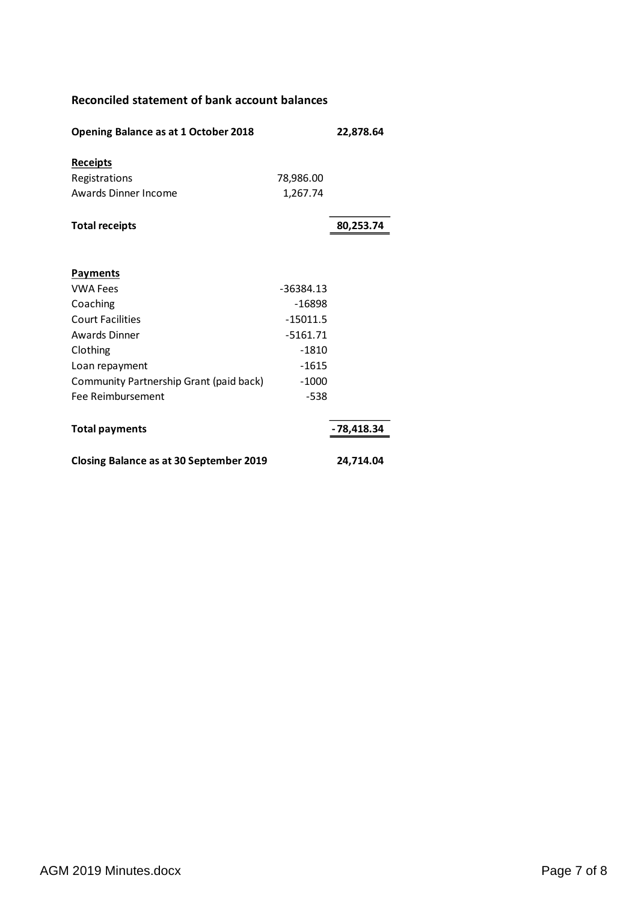## Reconciled statement of bank account balances

| | | |
|---|---|---|
| **Opening Balance as at 1 October 2018** | | **22,878.64** |
| **Receipts** | | |
| Registrations | 78,986.00 | |
| Awards Dinner Income | 1,267.74 | |
| **Total receipts** | | **80,253.74** |
| **Payments** | | |
| VWA Fees | -36384.13 | |
| Coaching | -16898 | |
| Court Facilities | -15011.5 | |
| Awards Dinner | -5161.71 | |
| Clothing | -1810 | |
| Loan repayment | -1615 | |
| Community Partnership Grant (paid back) | -1000 | |
| Fee Reimbursement | -538 | |
| **Total payments** | | **-78,418.34** |
| **Closing Balance as at 30 September 2019** | | **24,714.04** |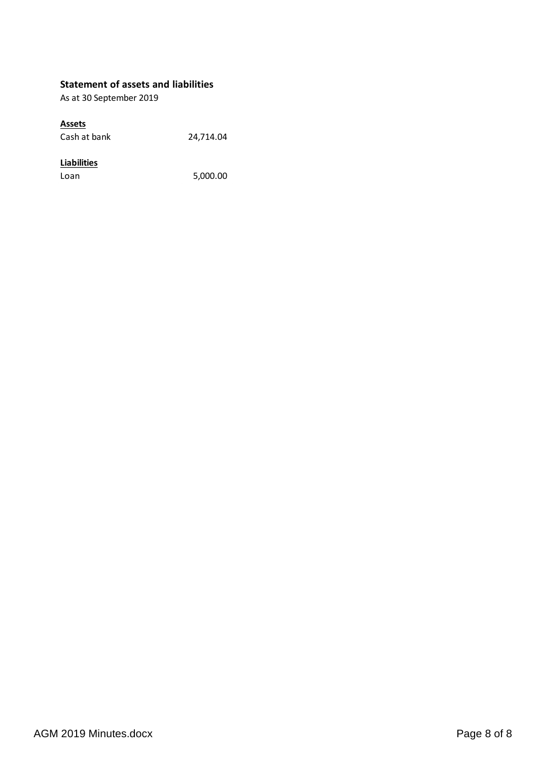### Statement of assets and liabilities

As at 30 September 2019

**Assets**

| | |
|---|---|
| Cash at bank | 24,714.04 |

**Liabilities**

| | |
|---|---|
| Loan | 5,000.00 |